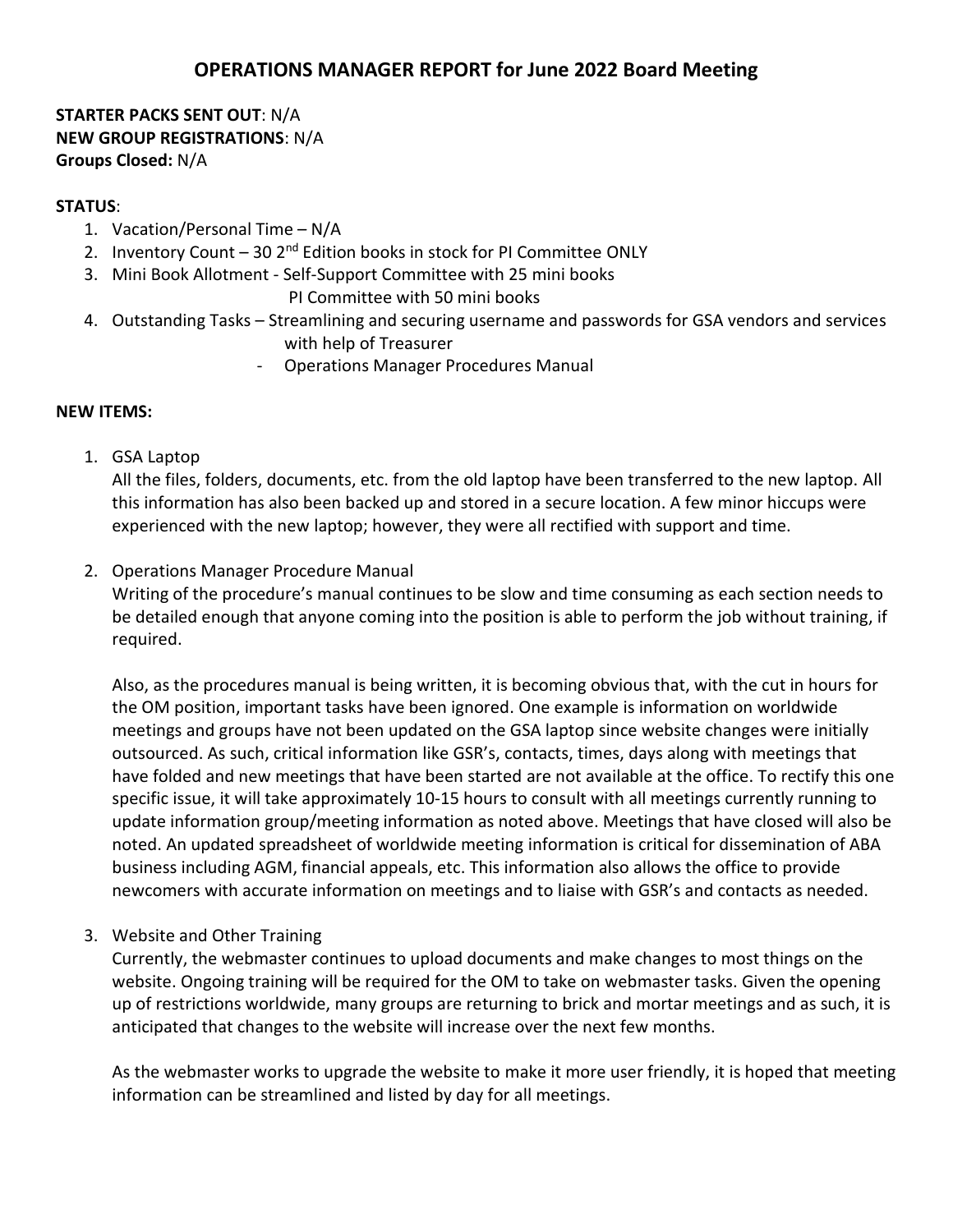# OPERATIONS MANAGER REPORT for June 2022 Board Meeting

**STARTER PACKS SENT OUT**: N/A
**NEW GROUP REGISTRATIONS**: N/A
**Groups Closed:** N/A

**STATUS**:

1. Vacation/Personal Time – N/A
2. Inventory Count – 30 2nd Edition books in stock for PI Committee ONLY
3. Mini Book Allotment - Self-Support Committee with 25 mini books
   PI Committee with 50 mini books
4. Outstanding Tasks – Streamlining and securing username and passwords for GSA vendors and services with help of Treasurer
   - Operations Manager Procedures Manual

**NEW ITEMS:**

1. GSA Laptop
   All the files, folders, documents, etc. from the old laptop have been transferred to the new laptop. All this information has also been backed up and stored in a secure location. A few minor hiccups were experienced with the new laptop; however, they were all rectified with support and time.

2. Operations Manager Procedure Manual
   Writing of the procedure's manual continues to be slow and time consuming as each section needs to be detailed enough that anyone coming into the position is able to perform the job without training, if required.

   Also, as the procedures manual is being written, it is becoming obvious that, with the cut in hours for the OM position, important tasks have been ignored. One example is information on worldwide meetings and groups have not been updated on the GSA laptop since website changes were initially outsourced. As such, critical information like GSR's, contacts, times, days along with meetings that have folded and new meetings that have been started are not available at the office. To rectify this one specific issue, it will take approximately 10-15 hours to consult with all meetings currently running to update information group/meeting information as noted above. Meetings that have closed will also be noted. An updated spreadsheet of worldwide meeting information is critical for dissemination of ABA business including AGM, financial appeals, etc. This information also allows the office to provide newcomers with accurate information on meetings and to liaise with GSR's and contacts as needed.

3. Website and Other Training
   Currently, the webmaster continues to upload documents and make changes to most things on the website. Ongoing training will be required for the OM to take on webmaster tasks. Given the opening up of restrictions worldwide, many groups are returning to brick and mortar meetings and as such, it is anticipated that changes to the website will increase over the next few months.

   As the webmaster works to upgrade the website to make it more user friendly, it is hoped that meeting information can be streamlined and listed by day for all meetings.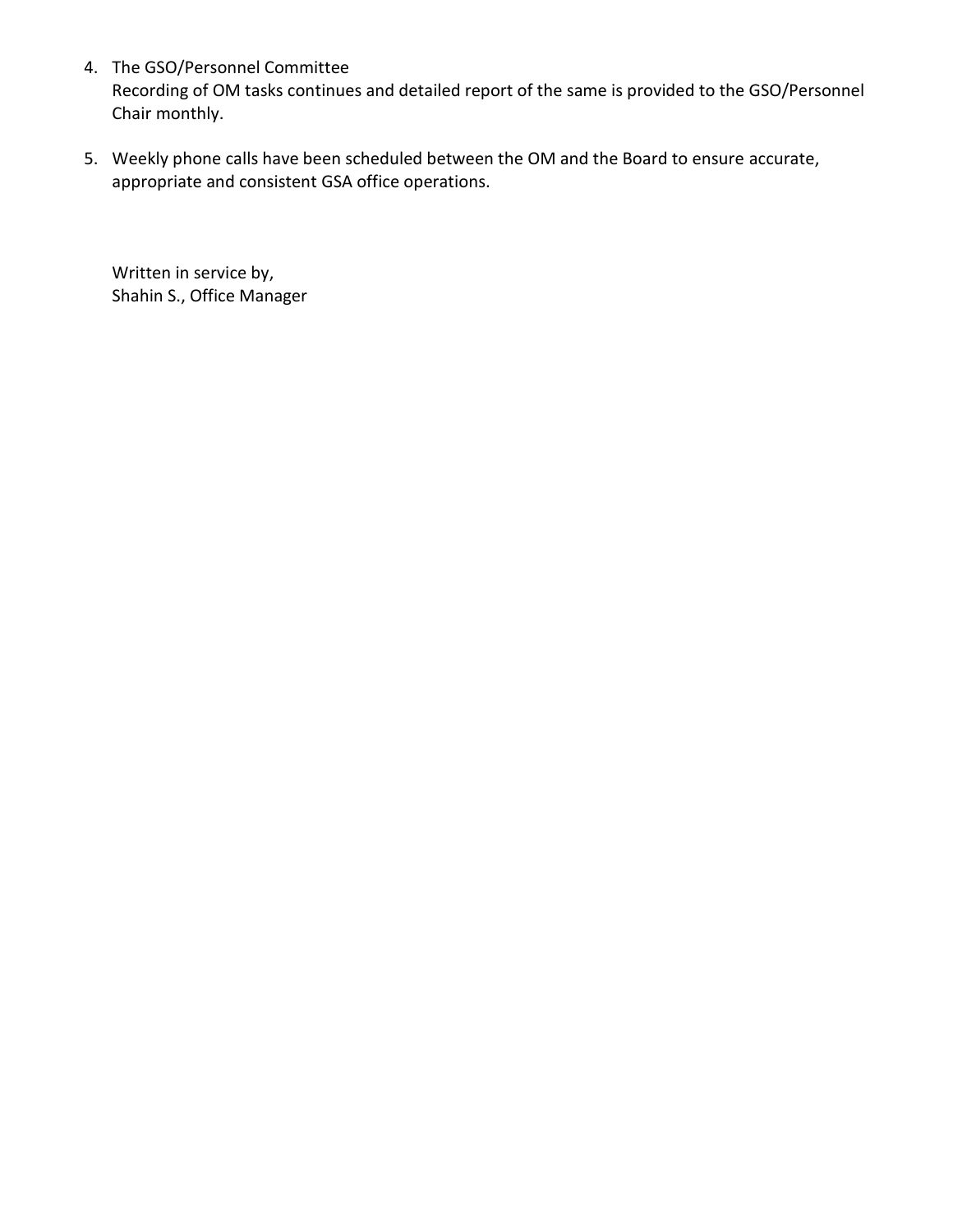4. The GSO/Personnel Committee
   Recording of OM tasks continues and detailed report of the same is provided to the GSO/Personnel Chair monthly.

5. Weekly phone calls have been scheduled between the OM and the Board to ensure accurate, appropriate and consistent GSA office operations.

Written in service by,
Shahin S., Office Manager